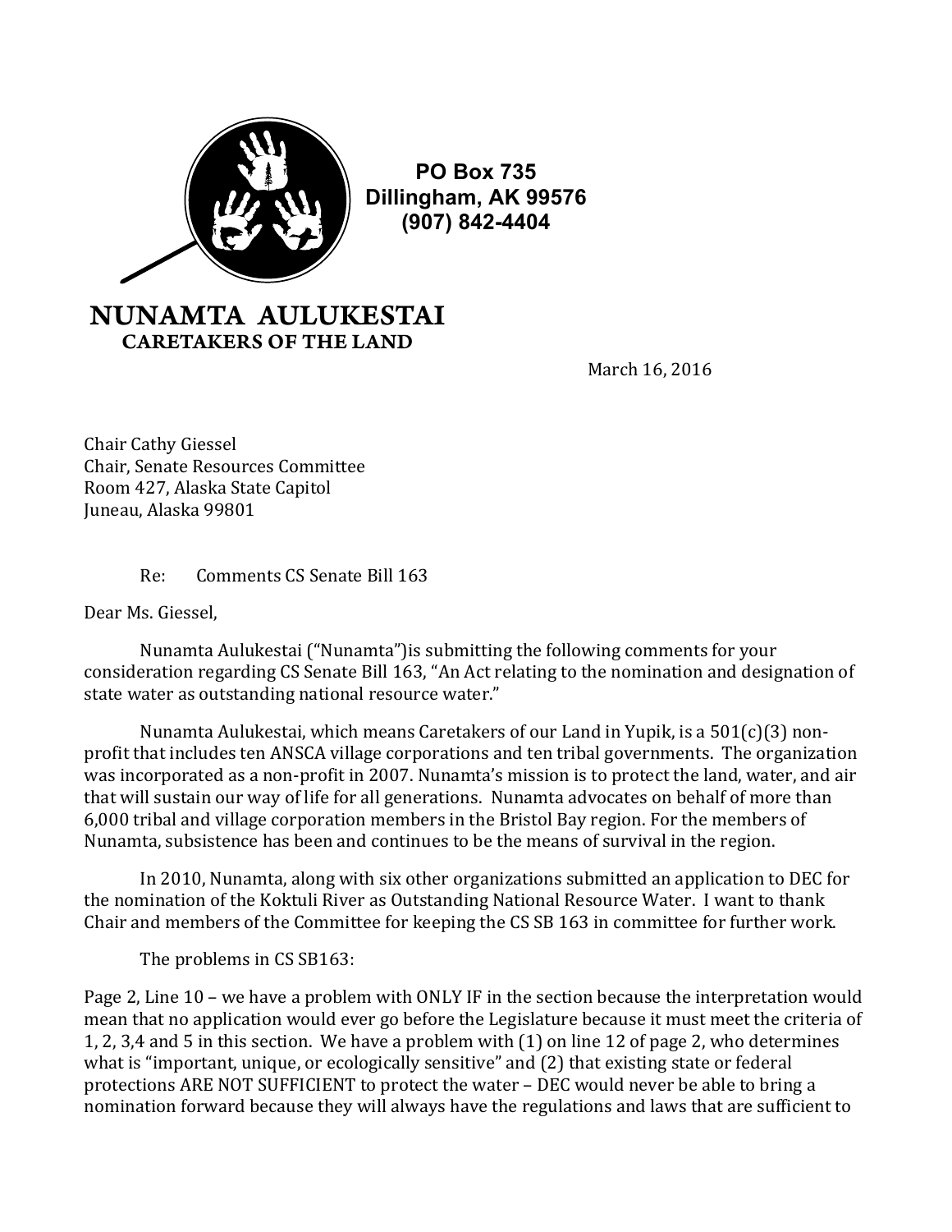**PO Box 735**
**Dillingham, AK 99576**
**(907) 842-4404**

**NUNAMTA AULUKESTAI**
**CARETAKERS OF THE LAND**

March 16, 2016

Chair Cathy Giessel
Chair, Senate Resources Committee
Room 427, Alaska State Capitol
Juneau, Alaska 99801

Re: Comments CS Senate Bill 163

Dear Ms. Giessel,

Nunamta Aulukestai ("Nunamta")is submitting the following comments for your consideration regarding CS Senate Bill 163, "An Act relating to the nomination and designation of state water as outstanding national resource water."

Nunamta Aulukestai, which means Caretakers of our Land in Yupik, is a 501(c)(3) non-profit that includes ten ANSCA village corporations and ten tribal governments. The organization was incorporated as a non-profit in 2007. Nunamta's mission is to protect the land, water, and air that will sustain our way of life for all generations. Nunamta advocates on behalf of more than 6,000 tribal and village corporation members in the Bristol Bay region. For the members of Nunamta, subsistence has been and continues to be the means of survival in the region.

In 2010, Nunamta, along with six other organizations submitted an application to DEC for the nomination of the Koktuli River as Outstanding National Resource Water. I want to thank Chair and members of the Committee for keeping the CS SB 163 in committee for further work.

The problems in CS SB163:

Page 2, Line 10 – we have a problem with ONLY IF in the section because the interpretation would mean that no application would ever go before the Legislature because it must meet the criteria of 1, 2, 3,4 and 5 in this section. We have a problem with (1) on line 12 of page 2, who determines what is "important, unique, or ecologically sensitive" and (2) that existing state or federal protections ARE NOT SUFFICIENT to protect the water – DEC would never be able to bring a nomination forward because they will always have the regulations and laws that are sufficient to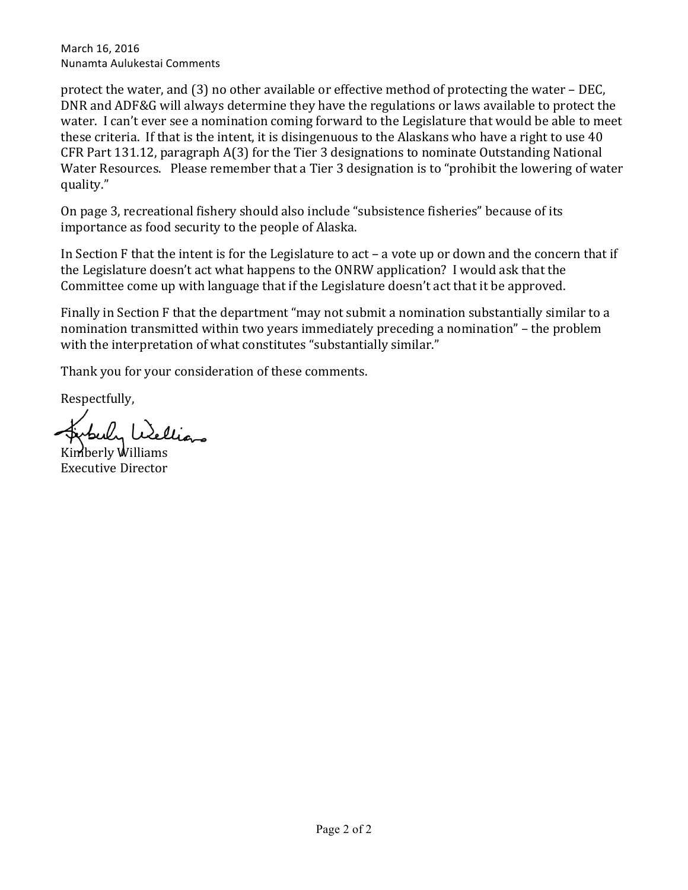protect the water, and (3) no other available or effective method of protecting the water – DEC, DNR and ADF&G will always determine they have the regulations or laws available to protect the water. I can't ever see a nomination coming forward to the Legislature that would be able to meet these criteria. If that is the intent, it is disingenuous to the Alaskans who have a right to use 40 CFR Part 131.12, paragraph A(3) for the Tier 3 designations to nominate Outstanding National Water Resources. Please remember that a Tier 3 designation is to "prohibit the lowering of water quality."

On page 3, recreational fishery should also include "subsistence fisheries" because of its importance as food security to the people of Alaska.

In Section F that the intent is for the Legislature to act – a vote up or down and the concern that if the Legislature doesn't act what happens to the ONRW application? I would ask that the Committee come up with language that if the Legislature doesn't act that it be approved.

Finally in Section F that the department "may not submit a nomination substantially similar to a nomination transmitted within two years immediately preceding a nomination" – the problem with the interpretation of what constitutes "substantially similar."

Thank you for your consideration of these comments.

Respectfully,

Kimberly Williams
Executive Director